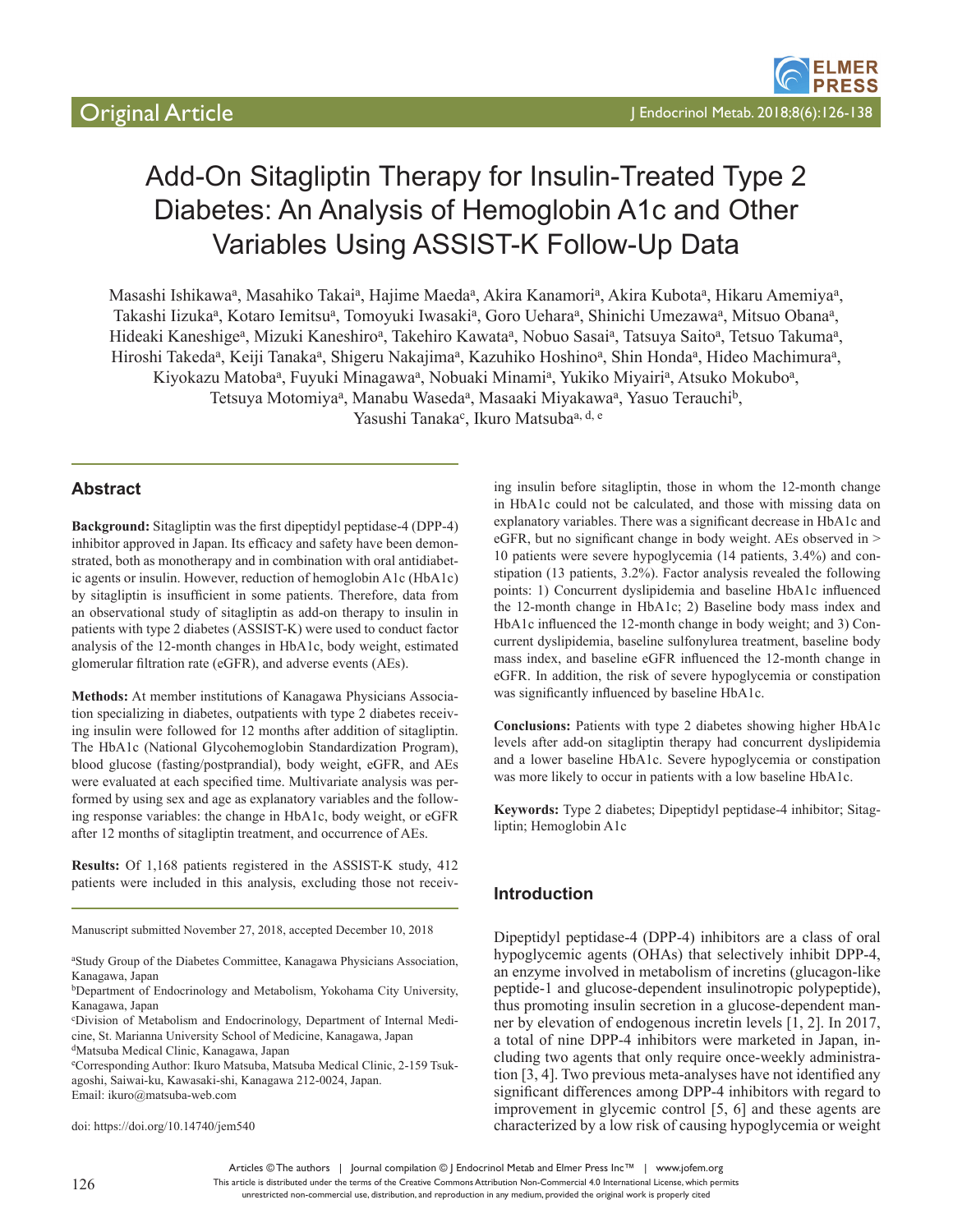Original Article

# Add-On Sitagliptin Therapy for Insulin-Treated Type 2 Diabetes: An Analysis of Hemoglobin A1c and Other Variables Using ASSIST-K Follow-Up Data

Masashi Ishikawa[a], Masahiko Takai[a], Hajime Maeda[a], Akira Kanamori[a], Akira Kubota[a], Hikaru Amemiya[a], Takashi Iizuka[a], Kotaro Iemitsu[a], Tomoyuki Iwasaki[a], Goro Uehara[a], Shinichi Umezawa[a], Mitsuo Obana[a], Hideaki Kaneshige[a], Mizuki Kaneshiro[a], Takehiro Kawata[a], Nobuo Sasai[a], Tatsuya Saito[a], Tetsuo Takuma[a], Hiroshi Takeda[a], Keiji Tanaka[a], Shigeru Nakajima[a], Kazuhiko Hoshino[a], Shin Honda[a], Hideo Machimura[a], Kiyokazu Matoba[a], Fuyuki Minagawa[a], Nobuaki Minami[a], Yukiko Miyairi[a], Atsuko Mokubo[a], Tetsuya Motomiya[a], Manabu Waseda[a], Masaaki Miyakawa[a], Yasuo Terauchi[b], Yasushi Tanaka[c], Ikuro Matsuba[a, d, e]

## Abstract

**Background:** Sitagliptin was the first dipeptidyl peptidase-4 (DPP-4) inhibitor approved in Japan. Its efficacy and safety have been demonstrated, both as monotherapy and in combination with oral antidiabetic agents or insulin. However, reduction of hemoglobin A1c (HbA1c) by sitagliptin is insufficient in some patients. Therefore, data from an observational study of sitagliptin as add-on therapy to insulin in patients with type 2 diabetes (ASSIST-K) were used to conduct factor analysis of the 12-month changes in HbA1c, body weight, estimated glomerular filtration rate (eGFR), and adverse events (AEs).

**Methods:** At member institutions of Kanagawa Physicians Association specializing in diabetes, outpatients with type 2 diabetes receiving insulin were followed for 12 months after addition of sitagliptin. The HbA1c (National Glycohemoglobin Standardization Program), blood glucose (fasting/postprandial), body weight, eGFR, and AEs were evaluated at each specified time. Multivariate analysis was performed by using sex and age as explanatory variables and the following response variables: the change in HbA1c, body weight, or eGFR after 12 months of sitagliptin treatment, and occurrence of AEs.

**Results:** Of 1,168 patients registered in the ASSIST-K study, 412 patients were included in this analysis, excluding those not receiving insulin before sitagliptin, those in whom the 12-month change in HbA1c could not be calculated, and those with missing data on explanatory variables. There was a significant decrease in HbA1c and eGFR, but no significant change in body weight. AEs observed in > 10 patients were severe hypoglycemia (14 patients, 3.4%) and constipation (13 patients, 3.2%). Factor analysis revealed the following points: 1) Concurrent dyslipidemia and baseline HbA1c influenced the 12-month change in HbA1c; 2) Baseline body mass index and HbA1c influenced the 12-month change in body weight; and 3) Concurrent dyslipidemia, baseline sulfonylurea treatment, baseline body mass index, and baseline eGFR influenced the 12-month change in eGFR. In addition, the risk of severe hypoglycemia or constipation was significantly influenced by baseline HbA1c.

**Conclusions:** Patients with type 2 diabetes showing higher HbA1c levels after add-on sitagliptin therapy had concurrent dyslipidemia and a lower baseline HbA1c. Severe hypoglycemia or constipation was more likely to occur in patients with a low baseline HbA1c.

**Keywords:** Type 2 diabetes; Dipeptidyl peptidase-4 inhibitor; Sitagliptin; Hemoglobin A1c

Manuscript submitted November 27, 2018, accepted December 10, 2018

[a]Study Group of the Diabetes Committee, Kanagawa Physicians Association, Kanagawa, Japan
[b]Department of Endocrinology and Metabolism, Yokohama City University, Kanagawa, Japan
[c]Division of Metabolism and Endocrinology, Department of Internal Medicine, St. Marianna University School of Medicine, Kanagawa, Japan
[d]Matsuba Medical Clinic, Kanagawa, Japan
[e]Corresponding Author: Ikuro Matsuba, Matsuba Medical Clinic, 2-159 Tsukagoshi, Saiwai-ku, Kawasaki-shi, Kanagawa 212-0024, Japan. Email: ikuro@matsuba-web.com

doi: https://doi.org/10.14740/jem540

## Introduction

Dipeptidyl peptidase-4 (DPP-4) inhibitors are a class of oral hypoglycemic agents (OHAs) that selectively inhibit DPP-4, an enzyme involved in metabolism of incretins (glucagon-like peptide-1 and glucose-dependent insulinotropic polypeptide), thus promoting insulin secretion in a glucose-dependent manner by elevation of endogenous incretin levels [1, 2]. In 2017, a total of nine DPP-4 inhibitors were marketed in Japan, including two agents that only require once-weekly administration [3, 4]. Two previous meta-analyses have not identified any significant differences among DPP-4 inhibitors with regard to improvement in glycemic control [5, 6] and these agents are characterized by a low risk of causing hypoglycemia or weight

Articles © The authors | Journal compilation © J Endocrinol Metab and Elmer Press Inc™ | www.jofem.org
This article is distributed under the terms of the Creative Commons Attribution Non-Commercial 4.0 International License, which permits unrestricted non-commercial use, distribution, and reproduction in any medium, provided the original work is properly cited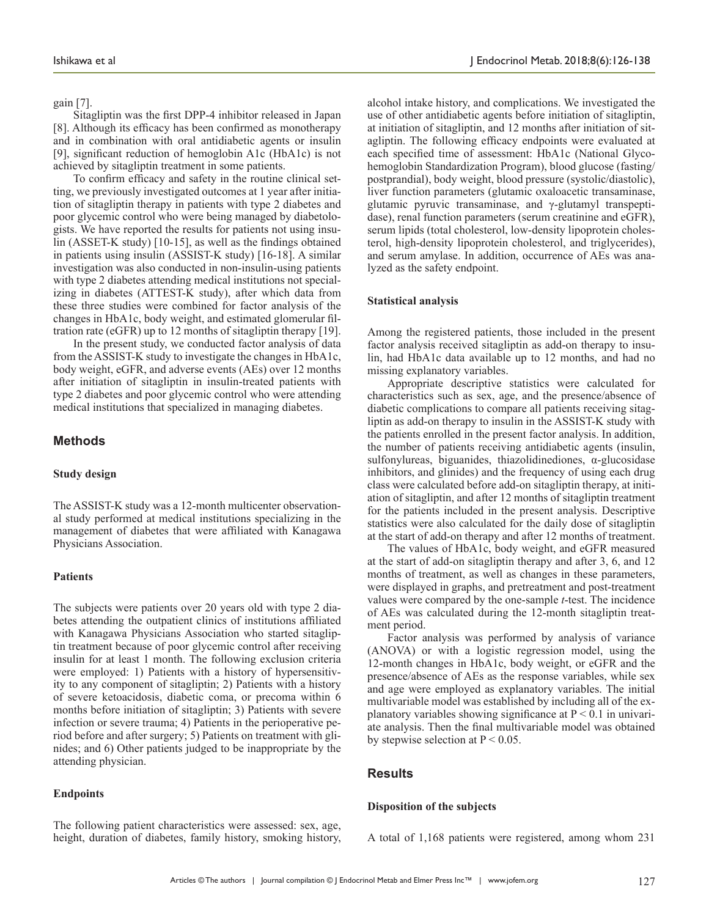gain [7].

Sitagliptin was the first DPP-4 inhibitor released in Japan [8]. Although its efficacy has been confirmed as monotherapy and in combination with oral antidiabetic agents or insulin [9], significant reduction of hemoglobin A1c (HbA1c) is not achieved by sitagliptin treatment in some patients.

To confirm efficacy and safety in the routine clinical setting, we previously investigated outcomes at 1 year after initiation of sitagliptin therapy in patients with type 2 diabetes and poor glycemic control who were being managed by diabetologists. We have reported the results for patients not using insulin (ASSET-K study) [10-15], as well as the findings obtained in patients using insulin (ASSIST-K study) [16-18]. A similar investigation was also conducted in non-insulin-using patients with type 2 diabetes attending medical institutions not specializing in diabetes (ATTEST-K study), after which data from these three studies were combined for factor analysis of the changes in HbA1c, body weight, and estimated glomerular filtration rate (eGFR) up to 12 months of sitagliptin therapy [19].

In the present study, we conducted factor analysis of data from the ASSIST-K study to investigate the changes in HbA1c, body weight, eGFR, and adverse events (AEs) over 12 months after initiation of sitagliptin in insulin-treated patients with type 2 diabetes and poor glycemic control who were attending medical institutions that specialized in managing diabetes.

## Methods

### Study design

The ASSIST-K study was a 12-month multicenter observational study performed at medical institutions specializing in the management of diabetes that were affiliated with Kanagawa Physicians Association.

### Patients

The subjects were patients over 20 years old with type 2 diabetes attending the outpatient clinics of institutions affiliated with Kanagawa Physicians Association who started sitagliptin treatment because of poor glycemic control after receiving insulin for at least 1 month. The following exclusion criteria were employed: 1) Patients with a history of hypersensitivity to any component of sitagliptin; 2) Patients with a history of severe ketoacidosis, diabetic coma, or precoma within 6 months before initiation of sitagliptin; 3) Patients with severe infection or severe trauma; 4) Patients in the perioperative period before and after surgery; 5) Patients on treatment with glinides; and 6) Other patients judged to be inappropriate by the attending physician.

### Endpoints

The following patient characteristics were assessed: sex, age, height, duration of diabetes, family history, smoking history, alcohol intake history, and complications. We investigated the use of other antidiabetic agents before initiation of sitagliptin, at initiation of sitagliptin, and 12 months after initiation of sitagliptin. The following efficacy endpoints were evaluated at each specified time of assessment: HbA1c (National Glycohemoglobin Standardization Program), blood glucose (fasting/postprandial), body weight, blood pressure (systolic/diastolic), liver function parameters (glutamic oxaloacetic transaminase, glutamic pyruvic transaminase, and γ-glutamyl transpeptidase), renal function parameters (serum creatinine and eGFR), serum lipids (total cholesterol, low-density lipoprotein cholesterol, high-density lipoprotein cholesterol, and triglycerides), and serum amylase. In addition, occurrence of AEs was analyzed as the safety endpoint.

### Statistical analysis

Among the registered patients, those included in the present factor analysis received sitagliptin as add-on therapy to insulin, had HbA1c data available up to 12 months, and had no missing explanatory variables.

Appropriate descriptive statistics were calculated for characteristics such as sex, age, and the presence/absence of diabetic complications to compare all patients receiving sitagliptin as add-on therapy to insulin in the ASSIST-K study with the patients enrolled in the present factor analysis. In addition, the number of patients receiving antidiabetic agents (insulin, sulfonylureas, biguanides, thiazolidinediones, α-glucosidase inhibitors, and glinides) and the frequency of using each drug class were calculated before add-on sitagliptin therapy, at initiation of sitagliptin, and after 12 months of sitagliptin treatment for the patients included in the present analysis. Descriptive statistics were also calculated for the daily dose of sitagliptin at the start of add-on therapy and after 12 months of treatment.

The values of HbA1c, body weight, and eGFR measured at the start of add-on sitagliptin therapy and after 3, 6, and 12 months of treatment, as well as changes in these parameters, were displayed in graphs, and pretreatment and post-treatment values were compared by the one-sample *t*-test. The incidence of AEs was calculated during the 12-month sitagliptin treatment period.

Factor analysis was performed by analysis of variance (ANOVA) or with a logistic regression model, using the 12-month changes in HbA1c, body weight, or eGFR and the presence/absence of AEs as the response variables, while sex and age were employed as explanatory variables. The initial multivariable model was established by including all of the explanatory variables showing significance at $P < 0.1$ in univariate analysis. Then the final multivariable model was obtained by stepwise selection at $P < 0.05$.

## Results

### Disposition of the subjects

A total of 1,168 patients were registered, among whom 231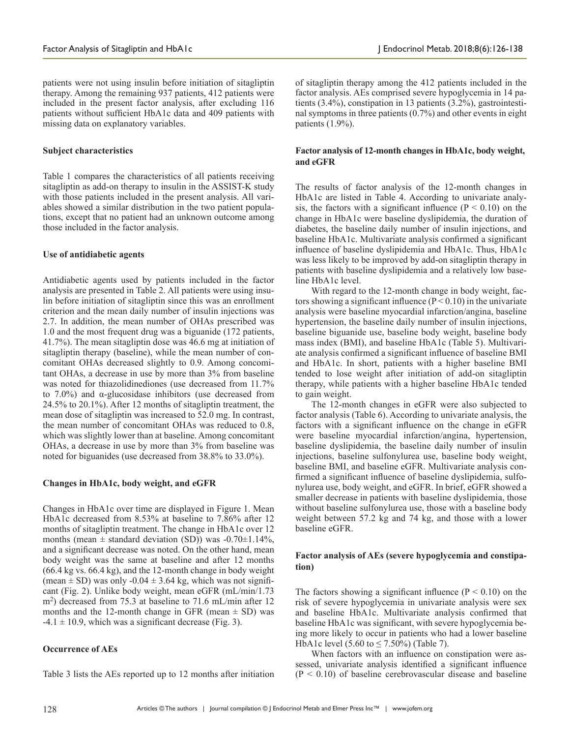patients were not using insulin before initiation of sitagliptin therapy. Among the remaining 937 patients, 412 patients were included in the present factor analysis, after excluding 116 patients without sufficient HbA1c data and 409 patients with missing data on explanatory variables.

**Subject characteristics**

Table 1 compares the characteristics of all patients receiving sitagliptin as add-on therapy to insulin in the ASSIST-K study with those patients included in the present analysis. All variables showed a similar distribution in the two patient populations, except that no patient had an unknown outcome among those included in the factor analysis.

**Use of antidiabetic agents**

Antidiabetic agents used by patients included in the factor analysis are presented in Table 2. All patients were using insulin before initiation of sitagliptin since this was an enrollment criterion and the mean daily number of insulin injections was 2.7. In addition, the mean number of OHAs prescribed was 1.0 and the most frequent drug was a biguanide (172 patients, 41.7%). The mean sitagliptin dose was 46.6 mg at initiation of sitagliptin therapy (baseline), while the mean number of concomitant OHAs decreased slightly to 0.9. Among concomitant OHAs, a decrease in use by more than 3% from baseline was noted for thiazolidinediones (use decreased from 11.7% to 7.0%) and α-glucosidase inhibitors (use decreased from 24.5% to 20.1%). After 12 months of sitagliptin treatment, the mean dose of sitagliptin was increased to 52.0 mg. In contrast, the mean number of concomitant OHAs was reduced to 0.8, which was slightly lower than at baseline. Among concomitant OHAs, a decrease in use by more than 3% from baseline was noted for biguanides (use decreased from 38.8% to 33.0%).

**Changes in HbA1c, body weight, and eGFR**

Changes in HbA1c over time are displayed in Figure 1. Mean HbA1c decreased from 8.53% at baseline to 7.86% after 12 months of sitagliptin treatment. The change in HbA1c over 12 months (mean ± standard deviation (SD)) was -0.70±1.14%, and a significant decrease was noted. On the other hand, mean body weight was the same at baseline and after 12 months (66.4 kg vs. 66.4 kg), and the 12-month change in body weight (mean ± SD) was only -0.04 ± 3.64 kg, which was not significant (Fig. 2). Unlike body weight, mean eGFR (mL/min/1.73 $m^2$) decreased from 75.3 at baseline to 71.6 mL/min after 12 months and the 12-month change in GFR (mean ± SD) was -4.1 ± 10.9, which was a significant decrease (Fig. 3).

**Occurrence of AEs**

Table 3 lists the AEs reported up to 12 months after initiation of sitagliptin therapy among the 412 patients included in the factor analysis. AEs comprised severe hypoglycemia in 14 patients (3.4%), constipation in 13 patients (3.2%), gastrointestinal symptoms in three patients (0.7%) and other events in eight patients (1.9%).

**Factor analysis of 12-month changes in HbA1c, body weight, and eGFR**

The results of factor analysis of the 12-month changes in HbA1c are listed in Table 4. According to univariate analysis, the factors with a significant influence ($P < 0.10$) on the change in HbA1c were baseline dyslipidemia, the duration of diabetes, the baseline daily number of insulin injections, and baseline HbA1c. Multivariate analysis confirmed a significant influence of baseline dyslipidemia and HbA1c. Thus, HbA1c was less likely to be improved by add-on sitagliptin therapy in patients with baseline dyslipidemia and a relatively low baseline HbA1c level.

With regard to the 12-month change in body weight, factors showing a significant influence ($P < 0.10$) in the univariate analysis were baseline myocardial infarction/angina, baseline hypertension, the baseline daily number of insulin injections, baseline biguanide use, baseline body weight, baseline body mass index (BMI), and baseline HbA1c (Table 5). Multivariate analysis confirmed a significant influence of baseline BMI and HbA1c. In short, patients with a higher baseline BMI tended to lose weight after initiation of add-on sitagliptin therapy, while patients with a higher baseline HbA1c tended to gain weight.

The 12-month changes in eGFR were also subjected to factor analysis (Table 6). According to univariate analysis, the factors with a significant influence on the change in eGFR were baseline myocardial infarction/angina, hypertension, baseline dyslipidemia, the baseline daily number of insulin injections, baseline sulfonylurea use, baseline body weight, baseline BMI, and baseline eGFR. Multivariate analysis confirmed a significant influence of baseline dyslipidemia, sulfonylurea use, body weight, and eGFR. In brief, eGFR showed a smaller decrease in patients with baseline dyslipidemia, those without baseline sulfonylurea use, those with a baseline body weight between 57.2 kg and 74 kg, and those with a lower baseline eGFR.

**Factor analysis of AEs (severe hypoglycemia and constipation)**

The factors showing a significant influence ($P < 0.10$) on the risk of severe hypoglycemia in univariate analysis were sex and baseline HbA1c. Multivariate analysis confirmed that baseline HbA1c was significant, with severe hypoglycemia being more likely to occur in patients who had a lower baseline HbA1c level (5.60 to ≤ 7.50%) (Table 7).

When factors with an influence on constipation were assessed, univariate analysis identified a significant influence ($P < 0.10$) of baseline cerebrovascular disease and baseline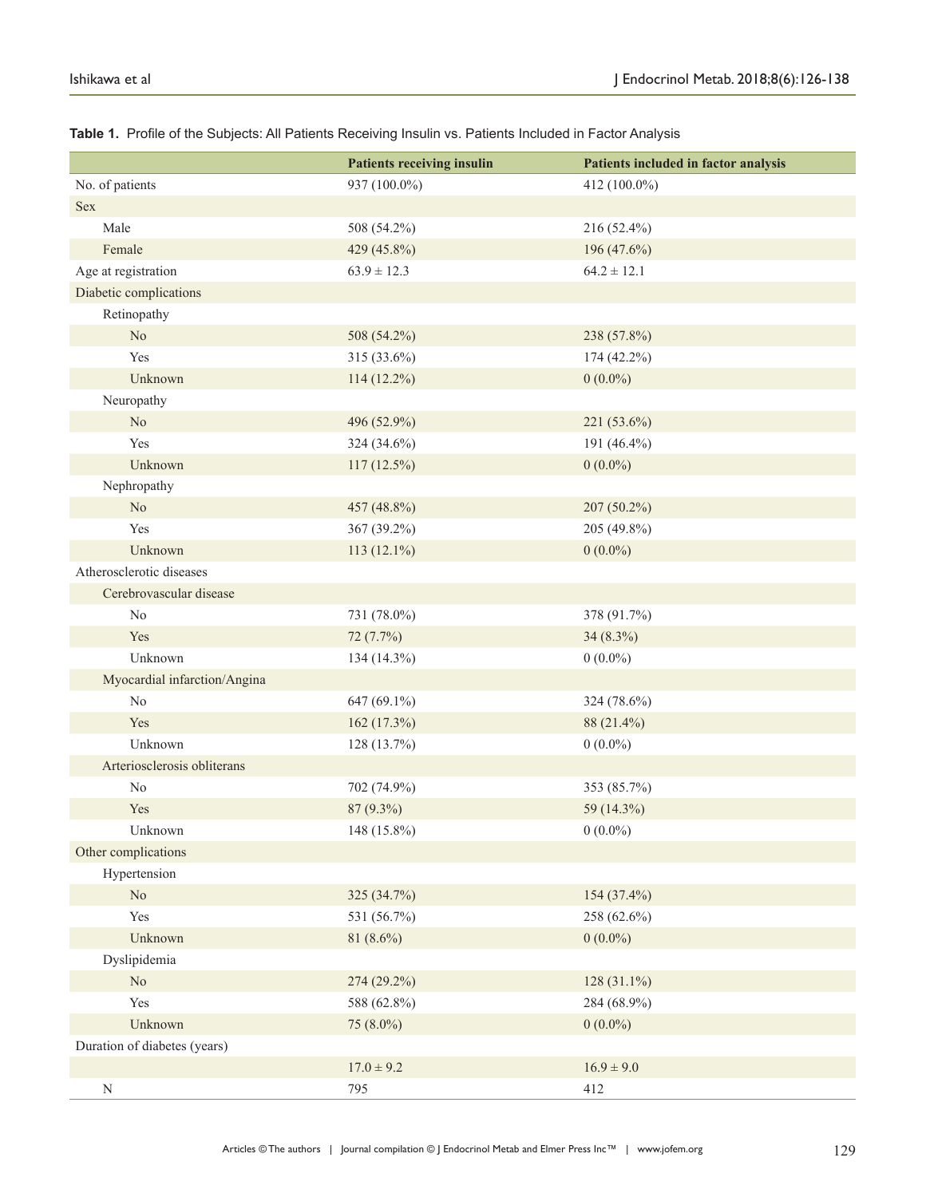**Table 1.** Profile of the Subjects: All Patients Receiving Insulin vs. Patients Included in Factor Analysis

| | Patients receiving insulin | Patients included in factor analysis |
|---|---|---|
| No. of patients | 937 (100.0%) | 412 (100.0%) |
| Sex | | |
| Male | 508 (54.2%) | 216 (52.4%) |
| Female | 429 (45.8%) | 196 (47.6%) |
| Age at registration | 63.9 ± 12.3 | 64.2 ± 12.1 |
| Diabetic complications | | |
| Retinopathy | | |
| No | 508 (54.2%) | 238 (57.8%) |
| Yes | 315 (33.6%) | 174 (42.2%) |
| Unknown | 114 (12.2%) | 0 (0.0%) |
| Neuropathy | | |
| No | 496 (52.9%) | 221 (53.6%) |
| Yes | 324 (34.6%) | 191 (46.4%) |
| Unknown | 117 (12.5%) | 0 (0.0%) |
| Nephropathy | | |
| No | 457 (48.8%) | 207 (50.2%) |
| Yes | 367 (39.2%) | 205 (49.8%) |
| Unknown | 113 (12.1%) | 0 (0.0%) |
| Atherosclerotic diseases | | |
| Cerebrovascular disease | | |
| No | 731 (78.0%) | 378 (91.7%) |
| Yes | 72 (7.7%) | 34 (8.3%) |
| Unknown | 134 (14.3%) | 0 (0.0%) |
| Myocardial infarction/Angina | | |
| No | 647 (69.1%) | 324 (78.6%) |
| Yes | 162 (17.3%) | 88 (21.4%) |
| Unknown | 128 (13.7%) | 0 (0.0%) |
| Arteriosclerosis obliterans | | |
| No | 702 (74.9%) | 353 (85.7%) |
| Yes | 87 (9.3%) | 59 (14.3%) |
| Unknown | 148 (15.8%) | 0 (0.0%) |
| Other complications | | |
| Hypertension | | |
| No | 325 (34.7%) | 154 (37.4%) |
| Yes | 531 (56.7%) | 258 (62.6%) |
| Unknown | 81 (8.6%) | 0 (0.0%) |
| Dyslipidemia | | |
| No | 274 (29.2%) | 128 (31.1%) |
| Yes | 588 (62.8%) | 284 (68.9%) |
| Unknown | 75 (8.0%) | 0 (0.0%) |
| Duration of diabetes (years) | | |
| | 17.0 ± 9.2 | 16.9 ± 9.0 |
| N | 795 | 412 |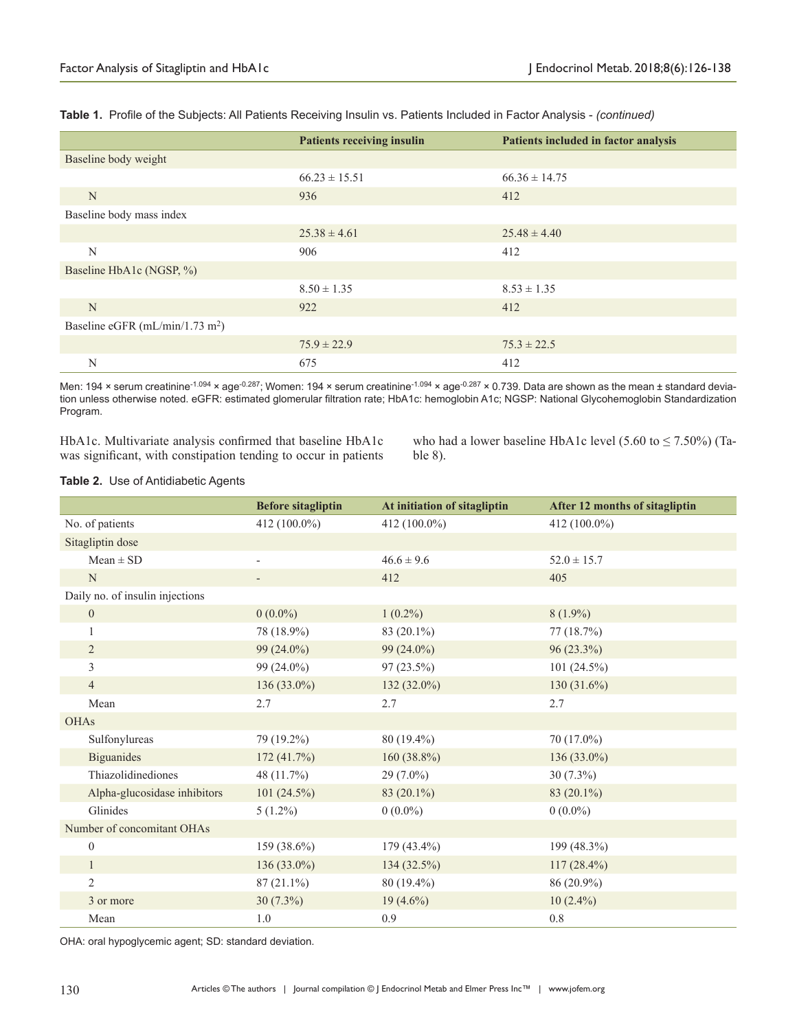**Table 1.** Profile of the Subjects: All Patients Receiving Insulin vs. Patients Included in Factor Analysis - *(continued)*

| | Patients receiving insulin | Patients included in factor analysis |
|---|---|---|
| Baseline body weight | | |
| | 66.23 ± 15.51 | 66.36 ± 14.75 |
| N | 936 | 412 |
| Baseline body mass index | | |
| | 25.38 ± 4.61 | 25.48 ± 4.40 |
| N | 906 | 412 |
| Baseline HbA1c (NGSP, %) | | |
| | 8.50 ± 1.35 | 8.53 ± 1.35 |
| N | 922 | 412 |
| Baseline eGFR (mL/min/1.73 $m^2$) | | |
| | 75.9 ± 22.9 | 75.3 ± 22.5 |
| N | 675 | 412 |

Men: 194 × serum creatinine$^{-1.094}$ × age$^{-0.287}$; Women: 194 × serum creatinine$^{-1.094}$ × age$^{-0.287}$ × 0.739. Data are shown as the mean ± standard deviation unless otherwise noted. eGFR: estimated glomerular filtration rate; HbA1c: hemoglobin A1c; NGSP: National Glycohemoglobin Standardization Program.

HbA1c. Multivariate analysis confirmed that baseline HbA1c was significant, with constipation tending to occur in patients who had a lower baseline HbA1c level (5.60 to ≤ 7.50%) (Table 8).

**Table 2.** Use of Antidiabetic Agents

| | Before sitagliptin | At initiation of sitagliptin | After 12 months of sitagliptin |
|---|---|---|---|
| No. of patients | 412 (100.0%) | 412 (100.0%) | 412 (100.0%) |
| Sitagliptin dose | | | |
| Mean ± SD | - | 46.6 ± 9.6 | 52.0 ± 15.7 |
| N | - | 412 | 405 |
| Daily no. of insulin injections | | | |
| 0 | 0 (0.0%) | 1 (0.2%) | 8 (1.9%) |
| 1 | 78 (18.9%) | 83 (20.1%) | 77 (18.7%) |
| 2 | 99 (24.0%) | 99 (24.0%) | 96 (23.3%) |
| 3 | 99 (24.0%) | 97 (23.5%) | 101 (24.5%) |
| 4 | 136 (33.0%) | 132 (32.0%) | 130 (31.6%) |
| Mean | 2.7 | 2.7 | 2.7 |
| OHAs | | | |
| Sulfonylureas | 79 (19.2%) | 80 (19.4%) | 70 (17.0%) |
| Biguanides | 172 (41.7%) | 160 (38.8%) | 136 (33.0%) |
| Thiazolidinediones | 48 (11.7%) | 29 (7.0%) | 30 (7.3%) |
| Alpha-glucosidase inhibitors | 101 (24.5%) | 83 (20.1%) | 83 (20.1%) |
| Glinides | 5 (1.2%) | 0 (0.0%) | 0 (0.0%) |
| Number of concomitant OHAs | | | |
| 0 | 159 (38.6%) | 179 (43.4%) | 199 (48.3%) |
| 1 | 136 (33.0%) | 134 (32.5%) | 117 (28.4%) |
| 2 | 87 (21.1%) | 80 (19.4%) | 86 (20.9%) |
| 3 or more | 30 (7.3%) | 19 (4.6%) | 10 (2.4%) |
| Mean | 1.0 | 0.9 | 0.8 |

OHA: oral hypoglycemic agent; SD: standard deviation.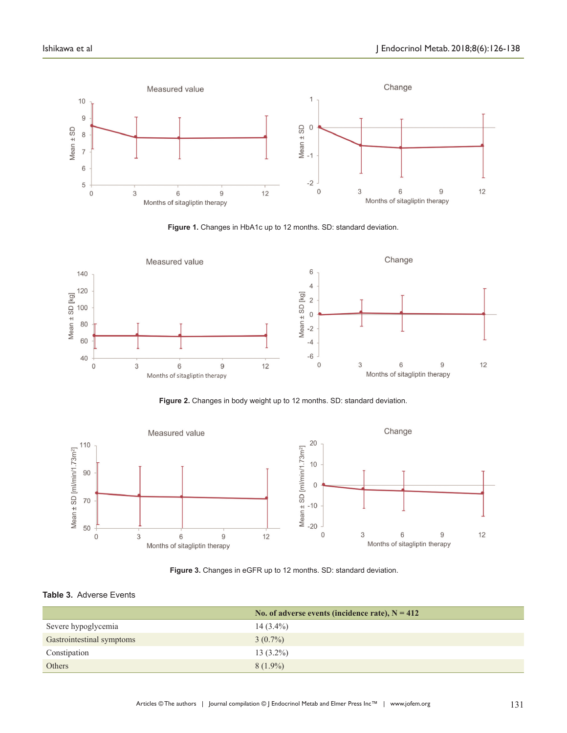**Figure 1.** Changes in HbA1c up to 12 months. SD: standard deviation.

**Figure 2.** Changes in body weight up to 12 months. SD: standard deviation.

**Figure 3.** Changes in eGFR up to 12 months. SD: standard deviation.

**Table 3.** Adverse Events

| | No. of adverse events (incidence rate), N = 412 |
|---|---|
| Severe hypoglycemia | 14 (3.4%) |
| Gastrointestinal symptoms | 3 (0.7%) |
| Constipation | 13 (3.2%) |
| Others | 8 (1.9%) |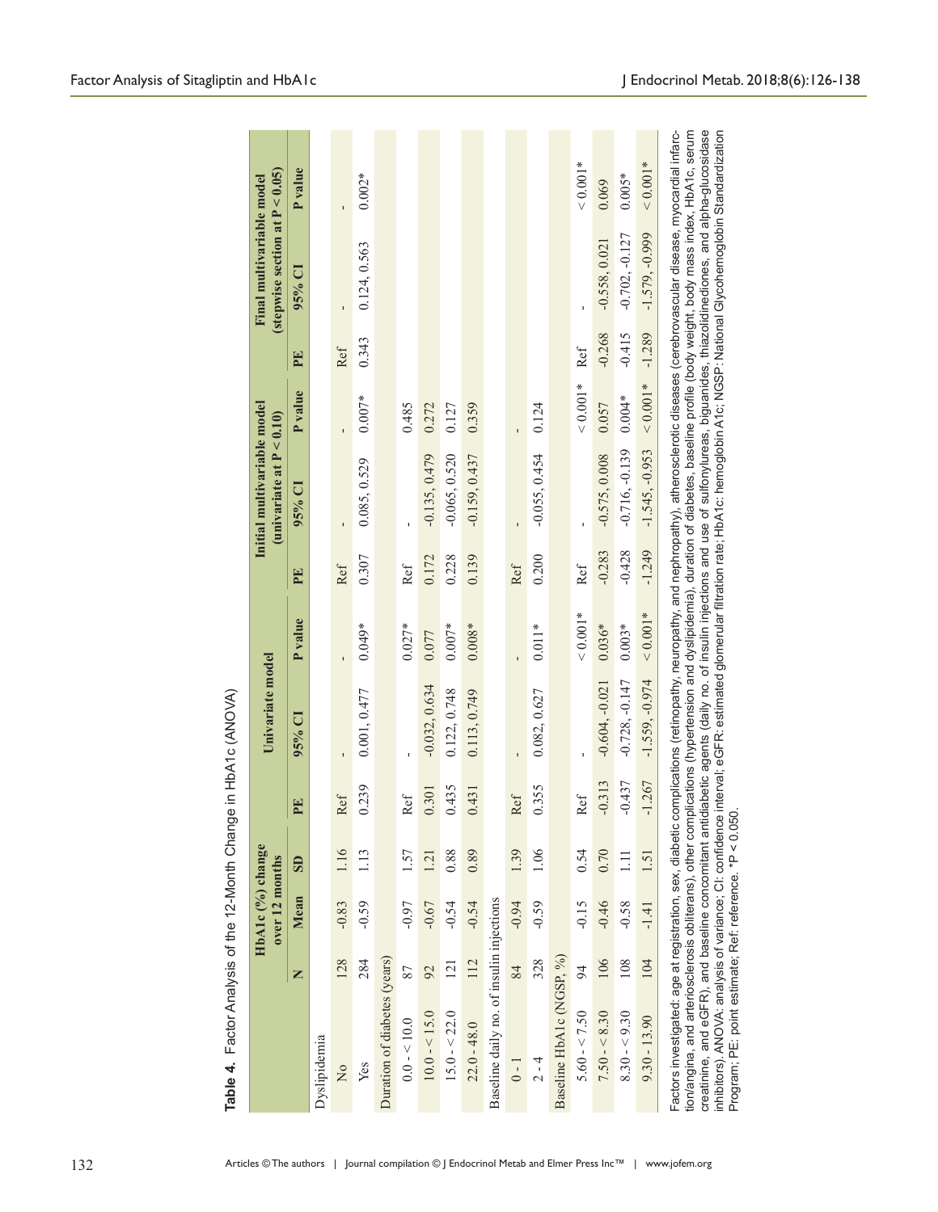**Table 4.** Factor Analysis of the 12-Month Change in HbA1c (ANOVA)

| | HbA1c (%) change over 12 months | | | Univariate model | | | Initial multivariable model (univariate at P < 0.10) | | | Final multivariable model (stepwise section at P < 0.05) | | |
|---|---|---|---|---|---|---|---|---|---|---|---|---|
| | N | Mean | SD | PE | 95% CI | P value | PE | 95% CI | P value | PE | 95% CI | P value |
| Dyslipidemia | | | | | | | | | | | | |
| No | 128 | -0.83 | 1.16 | Ref | - | - | Ref | - | - | Ref | - | - |
| Yes | 284 | -0.59 | 1.13 | 0.239 | 0.001, 0.477 | 0.049* | 0.307 | 0.085, 0.529 | 0.007* | 0.343 | 0.124, 0.563 | 0.002* |
| Duration of diabetes (years) | | | | | | | | | | | | |
| 0.0 - < 10.0 | 87 | -0.97 | 1.57 | Ref | - | 0.027* | Ref | - | 0.485 | | | |
| 10.0 - < 15.0 | 92 | -0.67 | 1.21 | 0.301 | -0.032, 0.634 | 0.077 | 0.172 | -0.135, 0.479 | 0.272 | | | |
| 15.0 - < 22.0 | 121 | -0.54 | 0.88 | 0.435 | 0.122, 0.748 | 0.007* | 0.228 | -0.065, 0.520 | 0.127 | | | |
| 22.0 - 48.0 | 112 | -0.54 | 0.89 | 0.431 | 0.113, 0.749 | 0.008* | 0.139 | -0.159, 0.437 | 0.359 | | | |
| Baseline daily no. of insulin injections | | | | | | | | | | | | |
| 0 - 1 | 84 | -0.94 | 1.39 | Ref | - | - | Ref | - | - | | | |
| 2 - 4 | 328 | -0.59 | 1.06 | 0.355 | 0.082, 0.627 | 0.011* | 0.200 | -0.055, 0.454 | 0.124 | | | |
| Baseline HbA1c (NGSP, %) | | | | | | | | | | | | |
| 5.60 - < 7.50 | 94 | -0.15 | 0.54 | Ref | - | < 0.001* | Ref | - | < 0.001* | Ref | - | < 0.001* |
| 7.50 - < 8.30 | 106 | -0.46 | 0.70 | -0.313 | -0.604, -0.021 | 0.036* | -0.283 | -0.575, 0.008 | 0.057 | -0.268 | -0.558, 0.021 | 0.069 |
| 8.30 - < 9.30 | 108 | -0.58 | 1.11 | -0.437 | -0.728, -0.147 | 0.003* | -0.428 | -0.716, -0.139 | 0.004* | -0.415 | -0.702, -0.127 | 0.005* |
| 9.30 - 13.90 | 104 | -1.41 | 1.51 | -1.267 | -1.559, -0.974 | < 0.001* | -1.249 | -1.545, -0.953 | < 0.001* | -1.289 | -1.579, -0.999 | < 0.001* |

Factors investigated: age at registration, sex, diabetic complications (retinopathy, neuropathy, and nephropathy), atherosclerotic diseases (cerebrovascular disease, myocardial infarction/angina, and arteriosclerosis obliterans), other complications (hypertension and dyslipidemia), duration of diabetes, baseline profile (body weight, body mass index, HbA1c, serum creatinine, and eGFR), and baseline concomitant antidiabetic agents (daily no. of insulin injections and use of sulfonylureas, biguanides, thiazolidinediones, and alpha-glucosidase inhibitors). ANOVA: analysis of variance; CI: confidence interval; eGFR: estimated glomerular filtration rate; HbA1c: hemoglobin A1c; NGSP: National Glycohemoglobin Standardization Program; PE: point estimate; Ref: reference. *P < 0.050.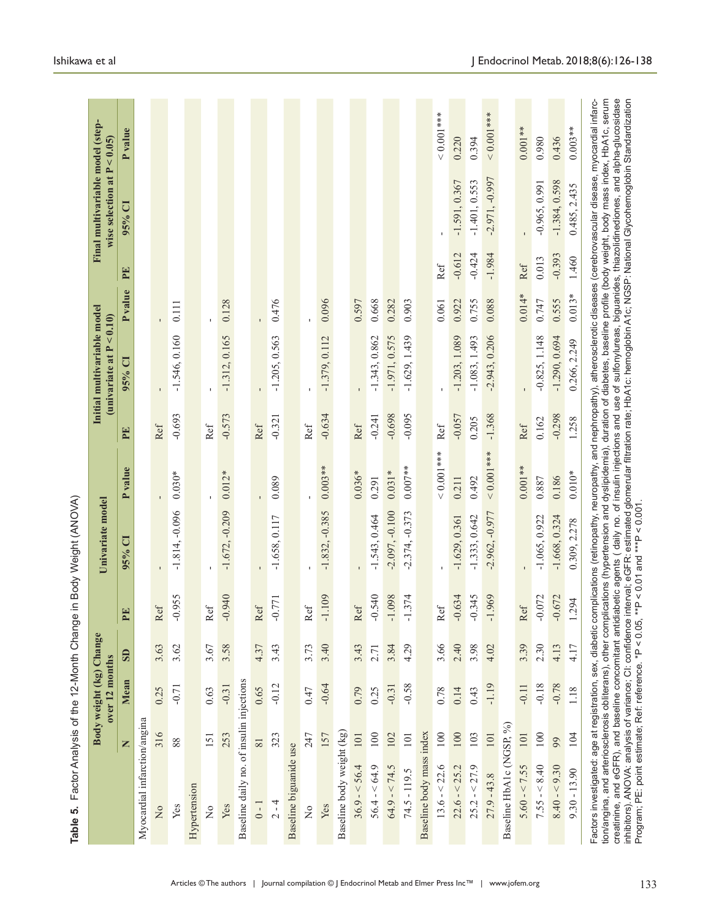**Table 5.** Factor Analysis of the 12-Month Change in Body Weight (ANOVA)

| | Body weight (kg) Change over 12 months | | | Univariate model | | | Initial multivariable model (univariate at P < 0.10) | | | Final multivariable model (step-wise selection at P < 0.05) | | |
|---|---|---|---|---|---|---|---|---|---|---|---|---|
| | N | Mean | SD | PE | 95% CI | P value | PE | 95% CI | P value | PE | 95% CI | P value |
| Myocardial infarction/angina | | | | | | | | | | | | |
| No | 316 | 0.25 | 3.63 | Ref | - | - | Ref | - | - | | | |
| Yes | 88 | -0.71 | 3.62 | -0.955 | -1.814, -0.096 | 0.030* | -0.693 | -1.546, 0.160 | 0.111 | | | |
| Hypertension | | | | | | | | | | | | |
| No | 151 | 0.63 | 3.67 | Ref | - | - | Ref | - | - | | | |
| Yes | 253 | -0.31 | 3.58 | -0.940 | -1.672, -0.209 | 0.012* | -0.573 | -1.312, 0.165 | 0.128 | | | |
| Baseline daily no. of insulin injections | | | | | | | | | | | | |
| 0 - 1 | 81 | 0.65 | 4.37 | Ref | - | - | Ref | - | - | | | |
| 2 - 4 | 323 | -0.12 | 3.43 | -0.771 | -1.658, 0.117 | 0.089 | -0.321 | -1.205, 0.563 | 0.476 | | | |
| Baseline biguanide use | | | | | | | | | | | | |
| No | 247 | 0.47 | 3.73 | Ref | - | - | Ref | - | - | | | |
| Yes | 157 | -0.64 | 3.40 | -1.109 | -1.832, -0.385 | 0.003** | -0.634 | -1.379, 0.112 | 0.096 | | | |
| Baseline body weight (kg) | | | | | | | | | | | | |
| 36.9 - < 56.4 | 101 | 0.79 | 3.43 | Ref | - | 0.036* | Ref | - | 0.597 | | | |
| 56.4 - < 64.9 | 100 | 0.25 | 2.71 | -0.540 | -1.543, 0.464 | 0.291 | -0.241 | -1.343, 0.862 | 0.668 | | | |
| 64.9 - < 74.5 | 102 | -0.31 | 3.84 | -1.098 | -2.097, -0.100 | 0.031* | -0.698 | -1.971, 0.575 | 0.282 | | | |
| 74.5 - 119.5 | 101 | -0.58 | 4.29 | -1.374 | -2.374, -0.373 | 0.007** | -0.095 | -1.629, 1.439 | 0.903 | | | |
| Baseline body mass index | | | | | | | | | | | | |
| 13.6 - < 22.6 | 100 | 0.78 | 3.66 | Ref | - | < 0.001*** | Ref | - | 0.061 | Ref | - | < 0.001*** |
| 22.6 - < 25.2 | 100 | 0.14 | 2.40 | -0.634 | -1.629, 0.361 | 0.211 | -0.057 | -1.203, 1.089 | 0.922 | -0.612 | -1.591, 0.367 | 0.220 |
| 25.2 - < 27.9 | 103 | 0.43 | 3.98 | -0.345 | -1.333, 0.642 | 0.492 | 0.205 | -1.083, 1.493 | 0.755 | -0.424 | -1.401, 0.553 | 0.394 |
| 27.9 - 43.8 | 101 | -1.19 | 4.02 | -1.969 | -2.962, -0.977 | < 0.001*** | -1.368 | -2.943, 0.206 | 0.088 | -1.984 | -2.971, -0.997 | < 0.001*** |
| Baseline HbA1c (NGSP, %) | | | | | | | | | | | | |
| 5.60 - < 7.55 | 101 | -0.11 | 3.39 | Ref | - | 0.001** | Ref | - | 0.014* | Ref | - | 0.001** |
| 7.55 - < 8.40 | 100 | -0.18 | 2.30 | -0.072 | -1.065, 0.922 | 0.887 | 0.162 | -0.825, 1.148 | 0.747 | 0.013 | -0.965, 0.991 | 0.980 |
| 8.40 - < 9.30 | 99 | -0.78 | 4.13 | -0.672 | -1.668, 0.324 | 0.186 | -0.298 | -1.290, 0.694 | 0.555 | -0.393 | -1.384, 0.598 | 0.436 |
| 9.30 - 13.90 | 104 | 1.18 | 4.17 | 1.294 | 0.309, 2.278 | 0.010* | 1.258 | 0.266, 2.249 | 0.013* | 1.460 | 0.485, 2.435 | 0.003** |

Factors investigated: age at registration, sex, diabetic complications (retinopathy, neuropathy, and nephropathy), atherosclerotic diseases (cerebrovascular disease, myocardial infarction/angina, and arteriosclerosis obliterans), other complications (hypertension and dyslipidemia), duration of diabetes, baseline profile (body weight, body mass index, HbA1c, serum creatinine, and eGFR), and baseline concomitant antidiabetic agents ( daily no. of insulin injections and use of sulfonylureas, biguanides, thiazolidinediones, and alpha-glucosidase inhibitors). ANOVA: analysis of variance; CI: confidence interval; eGFR: estimated glomerular filtration rate; HbA1c: hemoglobin A1c; NGSP: National Glycohemoglobin Standardization Program; PE: point estimate; Ref: reference. *P < 0.05, **P < 0.01 and ***P < 0.001.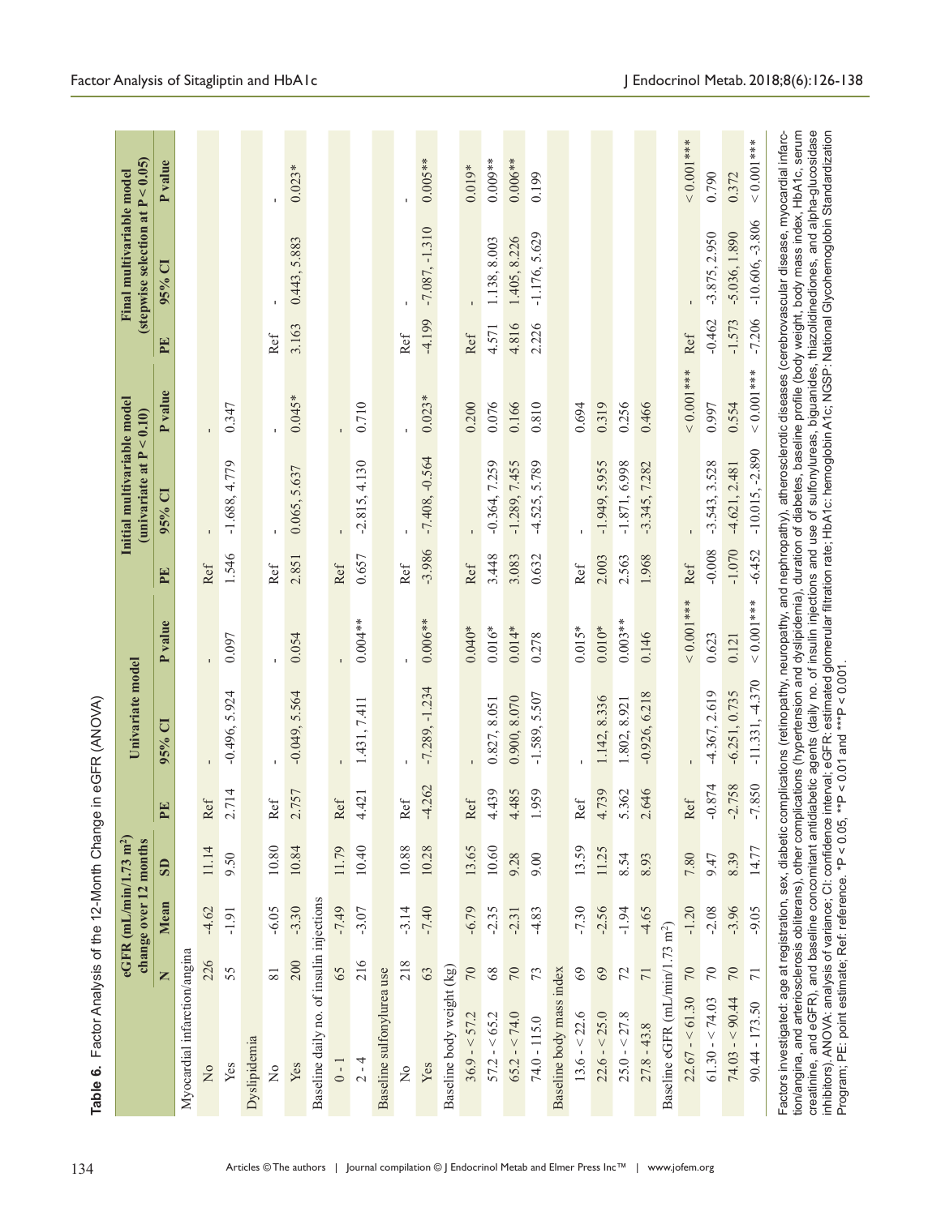**Table 6.** Factor Analysis of the 12-Month Change in eGFR (ANOVA)

| | eGFR ($mL/min/1.73\ m^2$) change over 12 months | | | Univariate model | | | Initial multivariable model (univariate at P < 0.10) | | | Final multivariable model (stepwise selection at P < 0.05) | | |
|---|---|---|---|---|---|---|---|---|---|---|---|---|
| | N | Mean | SD | PE | 95% CI | P value | PE | 95% CI | P value | PE | 95% CI | P value |
| Myocardial infarction/angina | | | | | | | | | | | | |
| No | 226 | -4.62 | 11.14 | Ref | - | - | Ref | - | - | | | |
| Yes | 55 | -1.91 | 9.50 | 2.714 | -0.496, 5.924 | 0.097 | 1.546 | -1.688, 4.779 | 0.347 | | | |
| Dyslipidemia | | | | | | | | | | | | |
| No | 81 | -6.05 | 10.80 | Ref | - | - | Ref | - | - | Ref | - | - |
| Yes | 200 | -3.30 | 10.84 | 2.757 | -0.049, 5.564 | 0.054 | 2.851 | 0.065, 5.637 | 0.045* | 3.163 | 0.443, 5.883 | 0.023* |
| Baseline daily no. of insulin injections | | | | | | | | | | | | |
| 0 - 1 | 65 | -7.49 | 11.79 | Ref | - | - | Ref | - | - | | | |
| 2 - 4 | 216 | -3.07 | 10.40 | 4.421 | 1.431, 7.411 | 0.004** | 0.657 | -2.815, 4.130 | 0.710 | | | |
| Baseline sulfonylurea use | | | | | | | | | | | | |
| No | 218 | -3.14 | 10.88 | Ref | - | - | Ref | - | - | Ref | - | - |
| Yes | 63 | -7.40 | 10.28 | -4.262 | -7.289, -1.234 | 0.006** | -3.986 | -7.408, -0.564 | 0.023* | -4.199 | -7.087, -1.310 | 0.005** |
| Baseline body weight (kg) | | | | | | | | | | | | |
| 36.9 - < 57.2 | 70 | -6.79 | 13.65 | Ref | - | - | Ref | - | - | Ref | - | - |
| 57.2 - < 65.2 | 68 | -2.35 | 10.60 | 4.439 | 0.827, 8.051 | 0.016* | 3.448 | -0.364, 7.259 | 0.076 | 4.571 | 1.138, 8.003 | 0.009** |
| 65.2 - < 74.0 | 70 | -2.31 | 9.28 | 4.485 | 0.900, 8.070 | 0.014* | 3.083 | -1.289, 7.455 | 0.166 | 4.816 | 1.405, 8.226 | 0.006** |
| 74.0 - 115.0 | 73 | -4.83 | 9.00 | 1.959 | -1.589, 5.507 | 0.278 | 0.632 | -4.525, 5.789 | 0.810 | 2.226 | -1.176, 5.629 | 0.199 |
| Baseline body mass index | | | | | | | | | | | | |
| 13.6 - < 22.6 | 69 | -7.30 | 13.59 | Ref | - | - | Ref | - | - | | | |
| 22.6 - < 25.0 | 69 | -2.56 | 11.25 | 4.739 | 1.142, 8.336 | 0.010* | 2.003 | -1.949, 5.955 | 0.319 | | | |
| 25.0 - < 27.8 | 72 | -1.94 | 8.54 | 5.362 | 1.802, 8.921 | 0.003** | 2.563 | -1.871, 6.998 | 0.256 | | | |
| 27.8 - 43.8 | 71 | -4.65 | 8.93 | 2.646 | -0.926, 6.218 | 0.146 | 1.968 | -3.345, 7.282 | 0.466 | | | |
| Baseline eGFR ($mL/min/1.73\ m^2$) | | | | | | | | | | | | |
| 22.67 - < 61.30 | 70 | -1.20 | 7.80 | Ref | - | < 0.001*** | Ref | - | < 0.001*** | Ref | - | < 0.001*** |
| 61.30 - < 74.03 | 70 | -2.08 | 9.47 | -0.874 | -4.367, 2.619 | 0.623 | -0.008 | -3.543, 3.528 | 0.997 | -0.462 | -3.875, 2.950 | 0.790 |
| 74.03 - < 90.44 | 70 | -3.96 | 8.39 | -2.758 | -6.251, 0.735 | 0.121 | -1.070 | -4.621, 2.481 | 0.554 | -1.573 | -5.036, 1.890 | 0.372 |
| 90.44 - 173.50 | 71 | -9.05 | 14.77 | -7.850 | -11.331, -4.370 | < 0.001*** | -6.452 | -10.015, -2.890 | < 0.001*** | -7.206 | -10.606, -3.806 | < 0.001*** |

Factors investigated: age at registration, sex, diabetic complications (retinopathy, neuropathy, and nephropathy), atherosclerotic diseases (cerebrovascular disease, myocardial infarction/angina, and arteriosclerosis obliterans), other complications (hypertension and dyslipidemia), duration of diabetes, baseline profile (body weight, body mass index, HbA1c, serum creatinine, and eGFR), and baseline concomitant antidiabetic agents (daily no. of insulin injections and use of sulfonylureas, biguanides, thiazolidinediones, and alpha-glucosidase inhibitors). ANOVA: analysis of variance; CI: confidence interval; eGFR: estimated glomerular filtration rate; HbA1c: hemoglobin A1c; NGSP: National Glycohemoglobin Standardization Program; PE: point estimate; Ref: reference. *P < 0.05, **P < 0.01 and ***P < 0.001.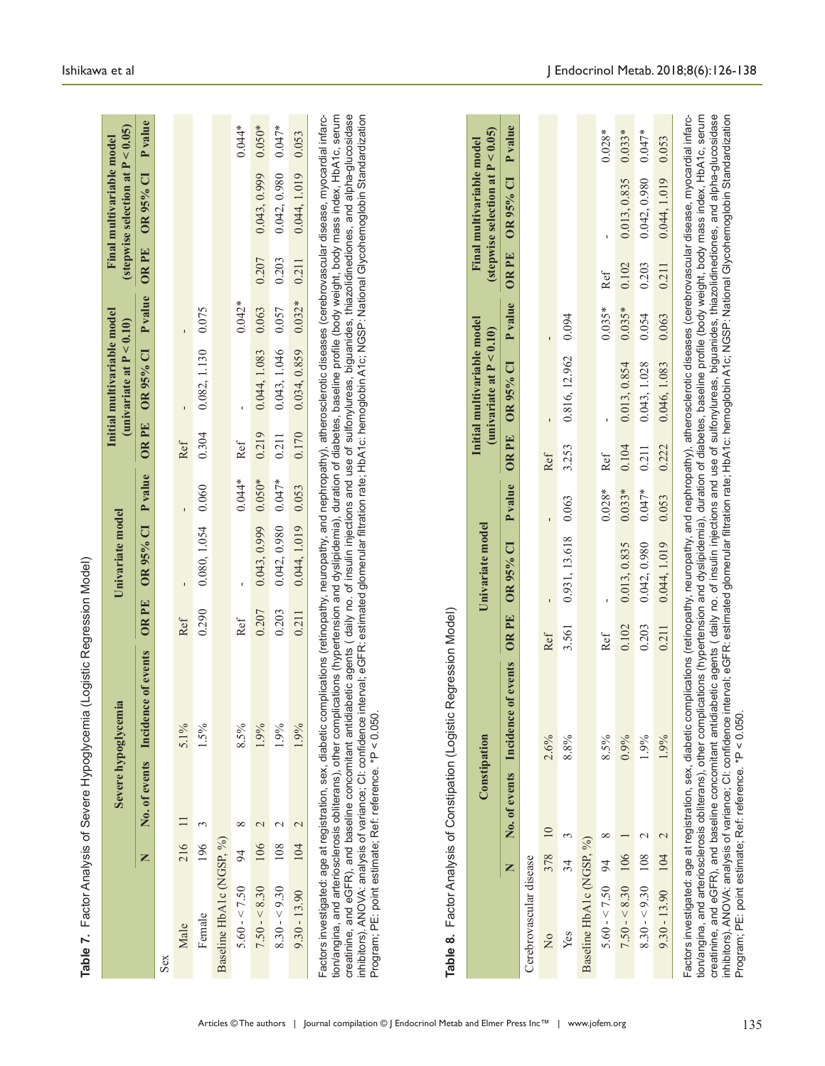**Table 7.** Factor Analysis of Severe Hypoglycemia (Logistic Regression Model)

| | Severe hypoglycemia | | | Univariate model | | | Initial multivariable model (univariate at P < 0.10) | | | Final multivariable model (stepwise selection at P < 0.05) | | |
|---|---|---|---|---|---|---|---|---|---|---|---|---|
| | N | No. of events | Incidence of events | OR PE | OR 95% CI | P value | OR PE | OR 95% CI | P value | OR PE | OR 95% CI | P value |
| Sex | | | | | | | | | | | | |
| Male | 216 | 11 | 5.1% | Ref | - | - | Ref | - | - | | | |
| Female | 196 | 3 | 1.5% | 0.290 | 0.080, 1.054 | 0.060 | 0.304 | 0.082, 1.130 | 0.075 | | | |
| Baseline HbA1c (NGSP, %) | | | | | | | | | | | | |
| 5.60 - < 7.50 | 94 | 8 | 8.5% | Ref | - | 0.044* | Ref | - | 0.042* | | | 0.044* |
| 7.50 - < 8.30 | 106 | 2 | 1.9% | 0.207 | 0.043, 0.999 | 0.050* | 0.219 | 0.044, 1.083 | 0.063 | 0.207 | 0.043, 0.999 | 0.050* |
| 8.30 - < 9.30 | 108 | 2 | 1.9% | 0.203 | 0.042, 0.980 | 0.047* | 0.211 | 0.043, 1.046 | 0.057 | 0.203 | 0.042, 0.980 | 0.047* |
| 9.30 - 13.90 | 104 | 2 | 1.9% | 0.211 | 0.044, 1.019 | 0.053 | 0.170 | 0.034, 0.859 | 0.032* | 0.211 | 0.044, 1.019 | 0.053 |

Factors investigated: age at registration, sex, diabetic complications (retinopathy, neuropathy, and nephropathy), atherosclerotic diseases (cerebrovascular disease, myocardial infarction/angina, and arteriosclerosis obliterans), other complications (hypertension and dyslipidemia), duration of diabetes, baseline profile (body weight, body mass index, HbA1c, serum creatinine, and eGFR), and baseline concomitant antidiabetic agents ( daily no. of insulin injections and use of sulfonylureas, biguanides, thiazolidinediones, and alpha-glucosidase inhibitors). ANOVA: analysis of variance; CI: confidence interval; eGFR: estimated glomerular filtration rate; HbA1c: hemoglobin A1c; NGSP: National Glycohemoglobin Standardization Program; PE: point estimate; Ref: reference. *P < 0.050.

**Table 8.** Factor Analysis of Constipation (Logistic Regression Model)

| | Constipation | | | Univariate model | | | Initial multivariable model (univariate at P < 0.10) | | | Final multivariable model (stepwise selection at P < 0.05) | | |
|---|---|---|---|---|---|---|---|---|---|---|---|---|
| | N | No. of events | Incidence of events | OR PE | OR 95% CI | P value | OR PE | OR 95% CI | P value | OR PE | OR 95% CI | P value |
| Cerebrovascular disease | | | | | | | | | | | | |
| No | 378 | 10 | 2.6% | Ref | - | - | Ref | - | - | | | |
| Yes | 34 | 3 | 8.8% | 3.561 | 0.931, 13.618 | 0.063 | 3.253 | 0.816, 12.962 | 0.094 | | | |
| Baseline HbA1c (NGSP, %) | | | | | | | | | | | | |
| 5.60 - < 7.50 | 94 | 8 | 8.5% | Ref | - | 0.028* | Ref | - | 0.035* | Ref | - | 0.028* |
| 7.50 - < 8.30 | 106 | 1 | 0.9% | 0.102 | 0.013, 0.835 | 0.033* | 0.104 | 0.013, 0.854 | 0.035* | 0.102 | 0.013, 0.835 | 0.033* |
| 8.30 - < 9.30 | 108 | 2 | 1.9% | 0.203 | 0.042, 0.980 | 0.047* | 0.211 | 0.043, 1.028 | 0.054 | 0.203 | 0.042, 0.980 | 0.047* |
| 9.30 - 13.90 | 104 | 2 | 1.9% | 0.211 | 0.044, 1.019 | 0.053 | 0.222 | 0.046, 1.083 | 0.063 | 0.211 | 0.044, 1.019 | 0.053 |

Factors investigated: age at registration, sex, diabetic complications (retinopathy, neuropathy, and nephropathy), atherosclerotic diseases (cerebrovascular disease, myocardial infarction/angina, and arteriosclerosis obliterans), other complications (hypertension and dyslipidemia), duration of diabetes, baseline profile (body weight, body mass index, HbA1c, serum creatinine, and eGFR), and baseline concomitant antidiabetic agents ( daily no. of insulin injections and use of sulfonylureas, biguanides, thiazolidinediones, and alpha-glucosidase inhibitors). ANOVA: analysis of variance; CI: confidence interval; eGFR: estimated glomerular filtration rate; HbA1c: hemoglobin A1c; NGSP: National Glycohemoglobin Standardization Program; PE: point estimate; Ref: reference. *P < 0.050.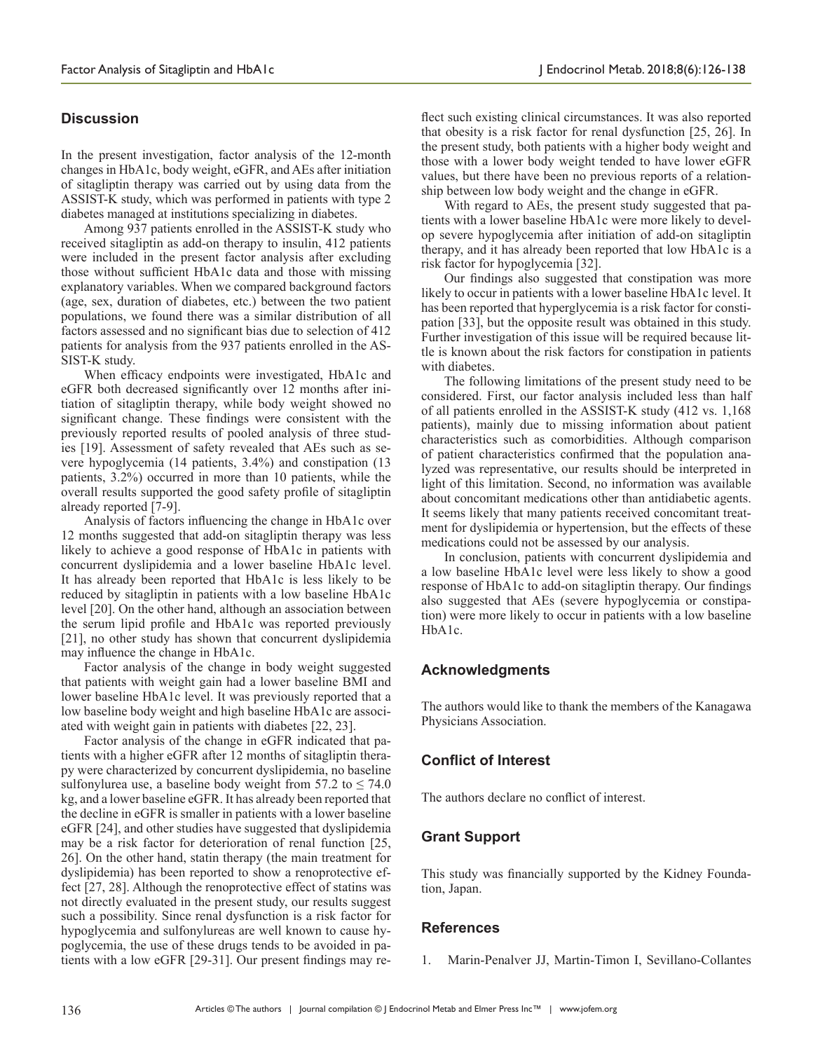## Discussion

In the present investigation, factor analysis of the 12-month changes in HbA1c, body weight, eGFR, and AEs after initiation of sitagliptin therapy was carried out by using data from the ASSIST-K study, which was performed in patients with type 2 diabetes managed at institutions specializing in diabetes.

Among 937 patients enrolled in the ASSIST-K study who received sitagliptin as add-on therapy to insulin, 412 patients were included in the present factor analysis after excluding those without sufficient HbA1c data and those with missing explanatory variables. When we compared background factors (age, sex, duration of diabetes, etc.) between the two patient populations, we found there was a similar distribution of all factors assessed and no significant bias due to selection of 412 patients for analysis from the 937 patients enrolled in the ASSIST-K study.

When efficacy endpoints were investigated, HbA1c and eGFR both decreased significantly over 12 months after initiation of sitagliptin therapy, while body weight showed no significant change. These findings were consistent with the previously reported results of pooled analysis of three studies [19]. Assessment of safety revealed that AEs such as severe hypoglycemia (14 patients, 3.4%) and constipation (13 patients, 3.2%) occurred in more than 10 patients, while the overall results supported the good safety profile of sitagliptin already reported [7-9].

Analysis of factors influencing the change in HbA1c over 12 months suggested that add-on sitagliptin therapy was less likely to achieve a good response of HbA1c in patients with concurrent dyslipidemia and a lower baseline HbA1c level. It has already been reported that HbA1c is less likely to be reduced by sitagliptin in patients with a low baseline HbA1c level [20]. On the other hand, although an association between the serum lipid profile and HbA1c was reported previously [21], no other study has shown that concurrent dyslipidemia may influence the change in HbA1c.

Factor analysis of the change in body weight suggested that patients with weight gain had a lower baseline BMI and lower baseline HbA1c level. It was previously reported that a low baseline body weight and high baseline HbA1c are associated with weight gain in patients with diabetes [22, 23].

Factor analysis of the change in eGFR indicated that patients with a higher eGFR after 12 months of sitagliptin therapy were characterized by concurrent dyslipidemia, no baseline sulfonylurea use, a baseline body weight from 57.2 to ≤ 74.0 kg, and a lower baseline eGFR. It has already been reported that the decline in eGFR is smaller in patients with a lower baseline eGFR [24], and other studies have suggested that dyslipidemia may be a risk factor for deterioration of renal function [25, 26]. On the other hand, statin therapy (the main treatment for dyslipidemia) has been reported to show a renoprotective effect [27, 28]. Although the renoprotective effect of statins was not directly evaluated in the present study, our results suggest such a possibility. Since renal dysfunction is a risk factor for hypoglycemia and sulfonylureas are well known to cause hypoglycemia, the use of these drugs tends to be avoided in patients with a low eGFR [29-31]. Our present findings may reflect such existing clinical circumstances. It was also reported that obesity is a risk factor for renal dysfunction [25, 26]. In the present study, both patients with a higher body weight and those with a lower body weight tended to have lower eGFR values, but there have been no previous reports of a relationship between low body weight and the change in eGFR.

With regard to AEs, the present study suggested that patients with a lower baseline HbA1c were more likely to develop severe hypoglycemia after initiation of add-on sitagliptin therapy, and it has already been reported that low HbA1c is a risk factor for hypoglycemia [32].

Our findings also suggested that constipation was more likely to occur in patients with a lower baseline HbA1c level. It has been reported that hyperglycemia is a risk factor for constipation [33], but the opposite result was obtained in this study. Further investigation of this issue will be required because little is known about the risk factors for constipation in patients with diabetes.

The following limitations of the present study need to be considered. First, our factor analysis included less than half of all patients enrolled in the ASSIST-K study (412 vs. 1,168 patients), mainly due to missing information about patient characteristics such as comorbidities. Although comparison of patient characteristics confirmed that the population analyzed was representative, our results should be interpreted in light of this limitation. Second, no information was available about concomitant medications other than antidiabetic agents. It seems likely that many patients received concomitant treatment for dyslipidemia or hypertension, but the effects of these medications could not be assessed by our analysis.

In conclusion, patients with concurrent dyslipidemia and a low baseline HbA1c level were less likely to show a good response of HbA1c to add-on sitagliptin therapy. Our findings also suggested that AEs (severe hypoglycemia or constipation) were more likely to occur in patients with a low baseline HbA1c.

## Acknowledgments

The authors would like to thank the members of the Kanagawa Physicians Association.

## Conflict of Interest

The authors declare no conflict of interest.

## Grant Support

This study was financially supported by the Kidney Foundation, Japan.

## References

1. Marin-Penalver JJ, Martin-Timon I, Sevillano-Collantes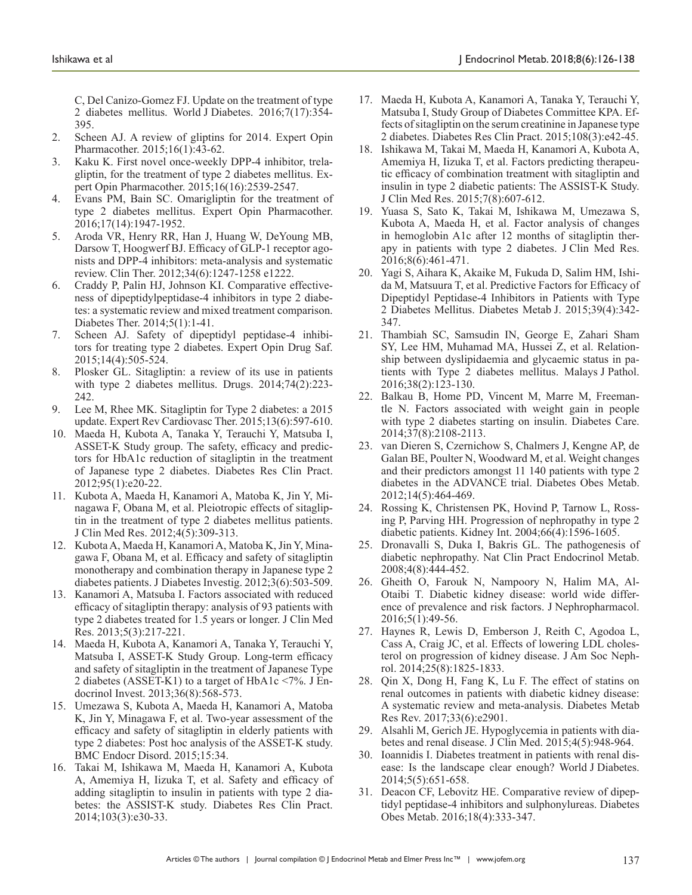C, Del Canizo-Gomez FJ. Update on the treatment of type 2 diabetes mellitus. World J Diabetes. 2016;7(17):354-395.

2. Scheen AJ. A review of gliptins for 2014. Expert Opin Pharmacother. 2015;16(1):43-62.
3. Kaku K. First novel once-weekly DPP-4 inhibitor, trelagliptin, for the treatment of type 2 diabetes mellitus. Expert Opin Pharmacother. 2015;16(16):2539-2547.
4. Evans PM, Bain SC. Omarigliptin for the treatment of type 2 diabetes mellitus. Expert Opin Pharmacother. 2016;17(14):1947-1952.
5. Aroda VR, Henry RR, Han J, Huang W, DeYoung MB, Darsow T, Hoogwerf BJ. Efficacy of GLP-1 receptor agonists and DPP-4 inhibitors: meta-analysis and systematic review. Clin Ther. 2012;34(6):1247-1258 e1222.
6. Craddy P, Palin HJ, Johnson KI. Comparative effectiveness of dipeptidylpeptidase-4 inhibitors in type 2 diabetes: a systematic review and mixed treatment comparison. Diabetes Ther. 2014;5(1):1-41.
7. Scheen AJ. Safety of dipeptidyl peptidase-4 inhibitors for treating type 2 diabetes. Expert Opin Drug Saf. 2015;14(4):505-524.
8. Plosker GL. Sitagliptin: a review of its use in patients with type 2 diabetes mellitus. Drugs. 2014;74(2):223-242.
9. Lee M, Rhee MK. Sitagliptin for Type 2 diabetes: a 2015 update. Expert Rev Cardiovasc Ther. 2015;13(6):597-610.
10. Maeda H, Kubota A, Tanaka Y, Terauchi Y, Matsuba I, ASSET-K Study group. The safety, efficacy and predictors for HbA1c reduction of sitagliptin in the treatment of Japanese type 2 diabetes. Diabetes Res Clin Pract. 2012;95(1):e20-22.
11. Kubota A, Maeda H, Kanamori A, Matoba K, Jin Y, Minagawa F, Obana M, et al. Pleiotropic effects of sitagliptin in the treatment of type 2 diabetes mellitus patients. J Clin Med Res. 2012;4(5):309-313.
12. Kubota A, Maeda H, Kanamori A, Matoba K, Jin Y, Minagawa F, Obana M, et al. Efficacy and safety of sitagliptin monotherapy and combination therapy in Japanese type 2 diabetes patients. J Diabetes Investig. 2012;3(6):503-509.
13. Kanamori A, Matsuba I. Factors associated with reduced efficacy of sitagliptin therapy: analysis of 93 patients with type 2 diabetes treated for 1.5 years or longer. J Clin Med Res. 2013;5(3):217-221.
14. Maeda H, Kubota A, Kanamori A, Tanaka Y, Terauchi Y, Matsuba I, ASSET-K Study Group. Long-term efficacy and safety of sitagliptin in the treatment of Japanese Type 2 diabetes (ASSET-K1) to a target of HbA1c <7%. J Endocrinol Invest. 2013;36(8):568-573.
15. Umezawa S, Kubota A, Maeda H, Kanamori A, Matoba K, Jin Y, Minagawa F, et al. Two-year assessment of the efficacy and safety of sitagliptin in elderly patients with type 2 diabetes: Post hoc analysis of the ASSET-K study. BMC Endocr Disord. 2015;15:34.
16. Takai M, Ishikawa M, Maeda H, Kanamori A, Kubota A, Amemiya H, Iizuka T, et al. Safety and efficacy of adding sitagliptin to insulin in patients with type 2 diabetes: the ASSIST-K study. Diabetes Res Clin Pract. 2014;103(3):e30-33.
17. Maeda H, Kubota A, Kanamori A, Tanaka Y, Terauchi Y, Matsuba I, Study Group of Diabetes Committee KPA. Effects of sitagliptin on the serum creatinine in Japanese type 2 diabetes. Diabetes Res Clin Pract. 2015;108(3):e42-45.
18. Ishikawa M, Takai M, Maeda H, Kanamori A, Kubota A, Amemiya H, Iizuka T, et al. Factors predicting therapeutic efficacy of combination treatment with sitagliptin and insulin in type 2 diabetic patients: The ASSIST-K Study. J Clin Med Res. 2015;7(8):607-612.
19. Yuasa S, Sato K, Takai M, Ishikawa M, Umezawa S, Kubota A, Maeda H, et al. Factor analysis of changes in hemoglobin A1c after 12 months of sitagliptin therapy in patients with type 2 diabetes. J Clin Med Res. 2016;8(6):461-471.
20. Yagi S, Aihara K, Akaike M, Fukuda D, Salim HM, Ishida M, Matsuura T, et al. Predictive Factors for Efficacy of Dipeptidyl Peptidase-4 Inhibitors in Patients with Type 2 Diabetes Mellitus. Diabetes Metab J. 2015;39(4):342-347.
21. Thambiah SC, Samsudin IN, George E, Zahari Sham SY, Lee HM, Muhamad MA, Hussei Z, et al. Relationship between dyslipidaemia and glycaemic status in patients with Type 2 diabetes mellitus. Malays J Pathol. 2016;38(2):123-130.
22. Balkau B, Home PD, Vincent M, Marre M, Freemantle N. Factors associated with weight gain in people with type 2 diabetes starting on insulin. Diabetes Care. 2014;37(8):2108-2113.
23. van Dieren S, Czernichow S, Chalmers J, Kengne AP, de Galan BE, Poulter N, Woodward M, et al. Weight changes and their predictors amongst 11 140 patients with type 2 diabetes in the ADVANCE trial. Diabetes Obes Metab. 2012;14(5):464-469.
24. Rossing K, Christensen PK, Hovind P, Tarnow L, Rossing P, Parving HH. Progression of nephropathy in type 2 diabetic patients. Kidney Int. 2004;66(4):1596-1605.
25. Dronavalli S, Duka I, Bakris GL. The pathogenesis of diabetic nephropathy. Nat Clin Pract Endocrinol Metab. 2008;4(8):444-452.
26. Gheith O, Farouk N, Nampoory N, Halim MA, Al-Otaibi T. Diabetic kidney disease: world wide difference of prevalence and risk factors. J Nephropharmacol. 2016;5(1):49-56.
27. Haynes R, Lewis D, Emberson J, Reith C, Agodoa L, Cass A, Craig JC, et al. Effects of lowering LDL cholesterol on progression of kidney disease. J Am Soc Nephrol. 2014;25(8):1825-1833.
28. Qin X, Dong H, Fang K, Lu F. The effect of statins on renal outcomes in patients with diabetic kidney disease: A systematic review and meta-analysis. Diabetes Metab Res Rev. 2017;33(6):e2901.
29. Alsahli M, Gerich JE. Hypoglycemia in patients with diabetes and renal disease. J Clin Med. 2015;4(5):948-964.
30. Ioannidis I. Diabetes treatment in patients with renal disease: Is the landscape clear enough? World J Diabetes. 2014;5(5):651-658.
31. Deacon CF, Lebovitz HE. Comparative review of dipeptidyl peptidase-4 inhibitors and sulphonylureas. Diabetes Obes Metab. 2016;18(4):333-347.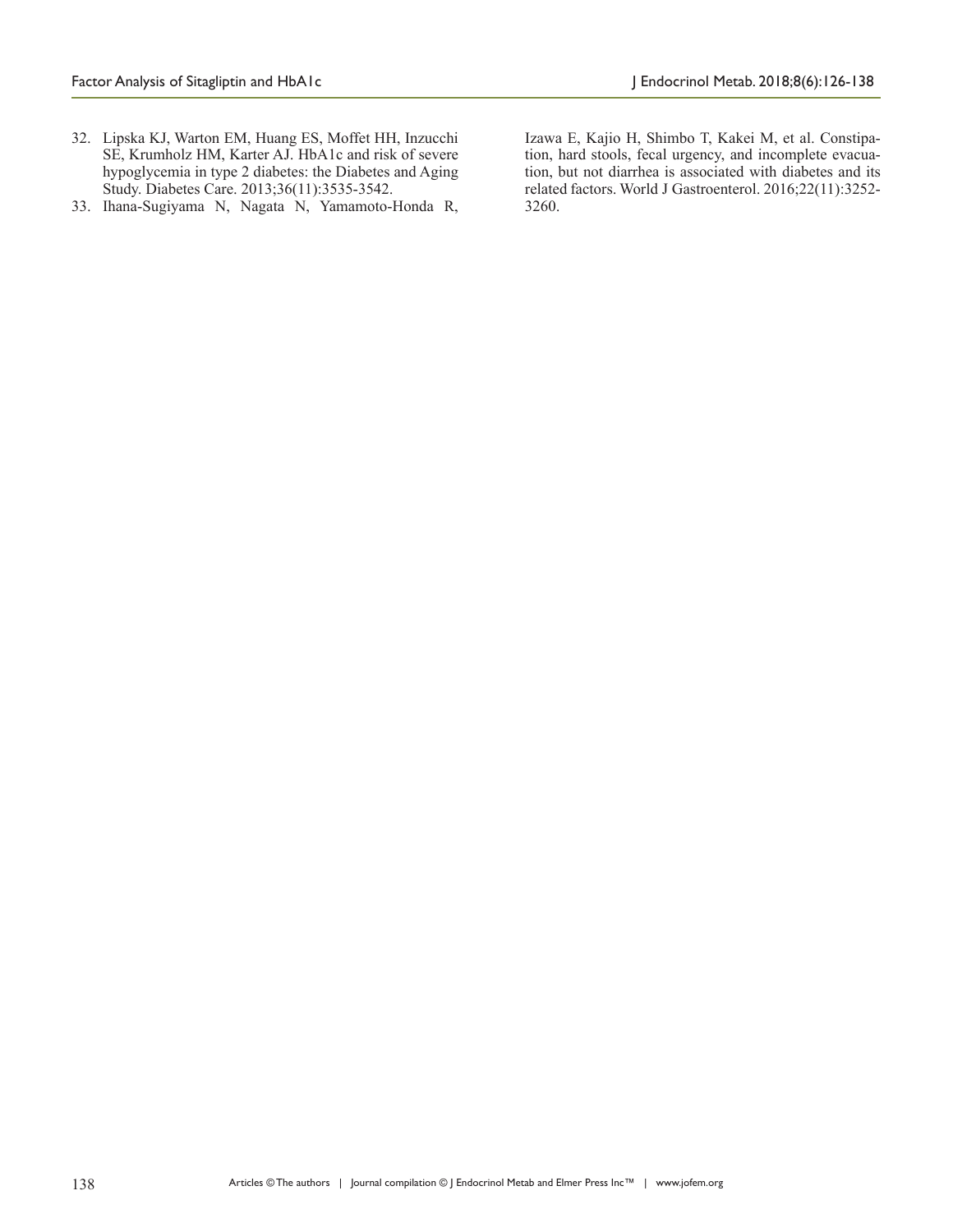32. Lipska KJ, Warton EM, Huang ES, Moffet HH, Inzucchi SE, Krumholz HM, Karter AJ. HbA1c and risk of severe hypoglycemia in type 2 diabetes: the Diabetes and Aging Study. Diabetes Care. 2013;36(11):3535-3542.
33. Ihana-Sugiyama N, Nagata N, Yamamoto-Honda R, Izawa E, Kajio H, Shimbo T, Kakei M, et al. Constipation, hard stools, fecal urgency, and incomplete evacuation, but not diarrhea is associated with diabetes and its related factors. World J Gastroenterol. 2016;22(11):3252-3260.